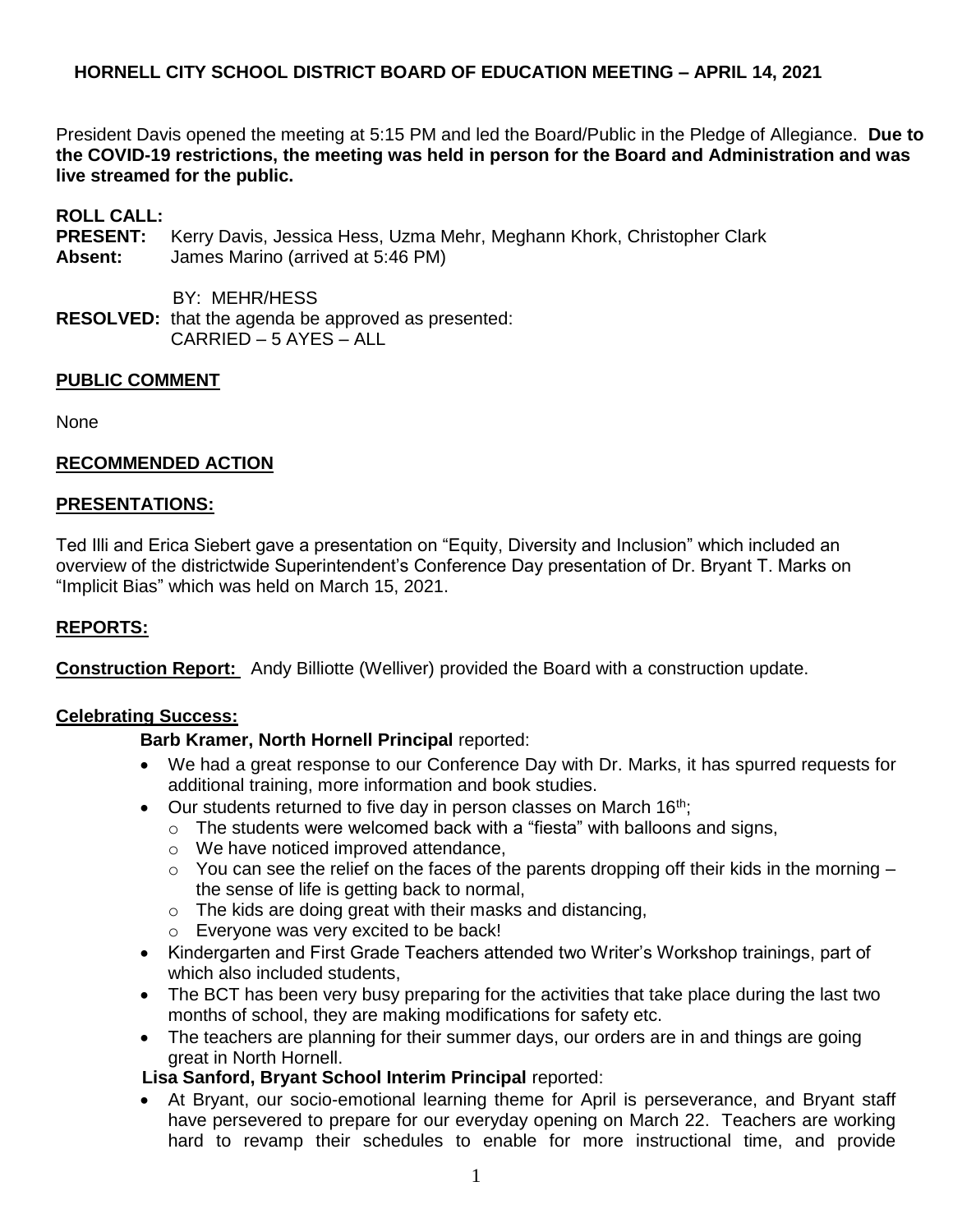## HORNELL CITY SCHOOL DISTRICT BOARD OF EDUCATION MEETING – APRIL 14, 2021

President Davis opened the meeting at 5:15 PM and led the Board/Public in the Pledge of Allegiance. **Due to the COVID-19 restrictions, the meeting was held in person for the Board and Administration and was live streamed for the public.**

**ROLL CALL:**
**PRESENT:** Kerry Davis, Jessica Hess, Uzma Mehr, Meghann Khork, Christopher Clark
**Absent:** James Marino (arrived at 5:46 PM)

BY: MEHR/HESS
**RESOLVED:** that the agenda be approved as presented:
CARRIED – 5 AYES – ALL

**PUBLIC COMMENT**

None

**RECOMMENDED ACTION**

**PRESENTATIONS:**

Ted Illi and Erica Siebert gave a presentation on "Equity, Diversity and Inclusion" which included an overview of the districtwide Superintendent's Conference Day presentation of Dr. Bryant T. Marks on "Implicit Bias" which was held on March 15, 2021.

**REPORTS:**

**Construction Report:** Andy Billiotte (Welliver) provided the Board with a construction update.

**Celebrating Success:**

**Barb Kramer, North Hornell Principal** reported:

- We had a great response to our Conference Day with Dr. Marks, it has spurred requests for additional training, more information and book studies.
- Our students returned to five day in person classes on March 16th;
  - The students were welcomed back with a "fiesta" with balloons and signs,
  - We have noticed improved attendance,
  - You can see the relief on the faces of the parents dropping off their kids in the morning – the sense of life is getting back to normal,
  - The kids are doing great with their masks and distancing,
  - Everyone was very excited to be back!
- Kindergarten and First Grade Teachers attended two Writer's Workshop trainings, part of which also included students,
- The BCT has been very busy preparing for the activities that take place during the last two months of school, they are making modifications for safety etc.
- The teachers are planning for their summer days, our orders are in and things are going great in North Hornell.

**Lisa Sanford, Bryant School Interim Principal** reported:

- At Bryant, our socio-emotional learning theme for April is perseverance, and Bryant staff have persevered to prepare for our everyday opening on March 22. Teachers are working hard to revamp their schedules to enable for more instructional time, and provide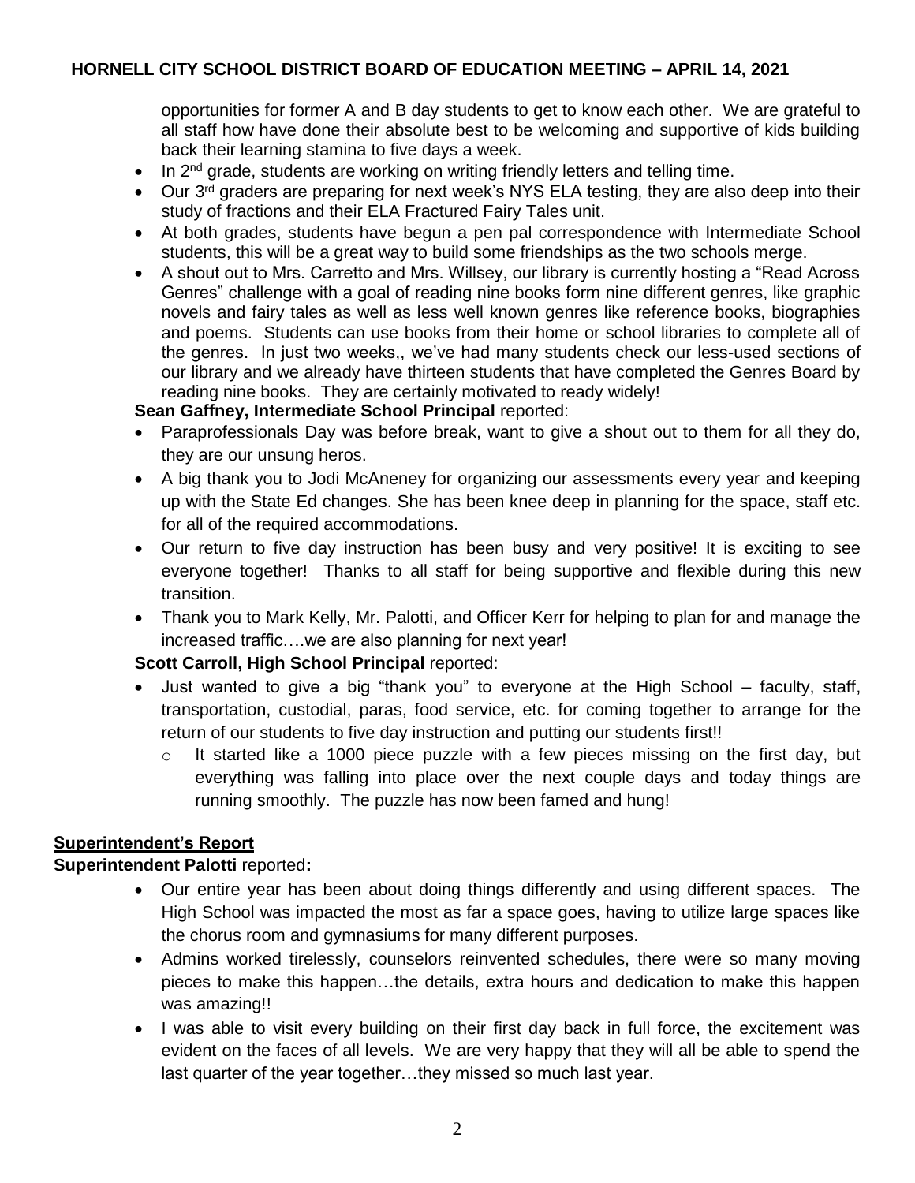opportunities for former A and B day students to get to know each other. We are grateful to all staff how have done their absolute best to be welcoming and supportive of kids building back their learning stamina to five days a week.

- In 2nd grade, students are working on writing friendly letters and telling time.
- Our 3rd graders are preparing for next week's NYS ELA testing, they are also deep into their study of fractions and their ELA Fractured Fairy Tales unit.
- At both grades, students have begun a pen pal correspondence with Intermediate School students, this will be a great way to build some friendships as the two schools merge.
- A shout out to Mrs. Carretto and Mrs. Willsey, our library is currently hosting a "Read Across Genres" challenge with a goal of reading nine books form nine different genres, like graphic novels and fairy tales as well as less well known genres like reference books, biographies and poems. Students can use books from their home or school libraries to complete all of the genres. In just two weeks,, we've had many students check our less-used sections of our library and we already have thirteen students that have completed the Genres Board by reading nine books. They are certainly motivated to ready widely!

**Sean Gaffney, Intermediate School Principal** reported:

- Paraprofessionals Day was before break, want to give a shout out to them for all they do, they are our unsung heros.
- A big thank you to Jodi McAneney for organizing our assessments every year and keeping up with the State Ed changes. She has been knee deep in planning for the space, staff etc. for all of the required accommodations.
- Our return to five day instruction has been busy and very positive! It is exciting to see everyone together! Thanks to all staff for being supportive and flexible during this new transition.
- Thank you to Mark Kelly, Mr. Palotti, and Officer Kerr for helping to plan for and manage the increased traffic….we are also planning for next year!

**Scott Carroll, High School Principal** reported:

- Just wanted to give a big "thank you" to everyone at the High School – faculty, staff, transportation, custodial, paras, food service, etc. for coming together to arrange for the return of our students to five day instruction and putting our students first!!
  - It started like a 1000 piece puzzle with a few pieces missing on the first day, but everything was falling into place over the next couple days and today things are running smoothly. The puzzle has now been famed and hung!

## Superintendent's Report

**Superintendent Palotti** reported**:**

- Our entire year has been about doing things differently and using different spaces. The High School was impacted the most as far a space goes, having to utilize large spaces like the chorus room and gymnasiums for many different purposes.
- Admins worked tirelessly, counselors reinvented schedules, there were so many moving pieces to make this happen…the details, extra hours and dedication to make this happen was amazing!!
- I was able to visit every building on their first day back in full force, the excitement was evident on the faces of all levels. We are very happy that they will all be able to spend the last quarter of the year together…they missed so much last year.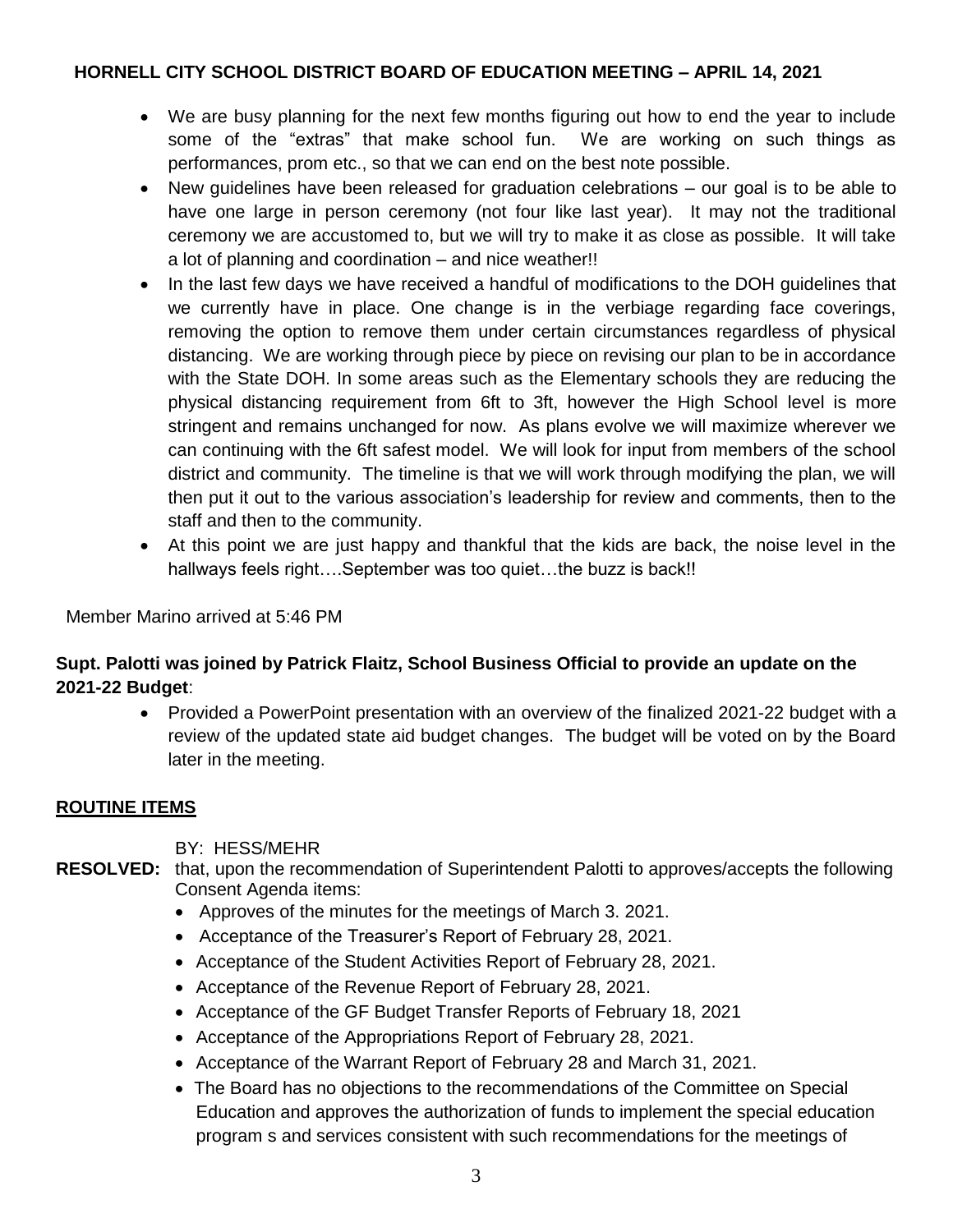- We are busy planning for the next few months figuring out how to end the year to include some of the "extras" that make school fun. We are working on such things as performances, prom etc., so that we can end on the best note possible.
- New guidelines have been released for graduation celebrations – our goal is to be able to have one large in person ceremony (not four like last year). It may not the traditional ceremony we are accustomed to, but we will try to make it as close as possible. It will take a lot of planning and coordination – and nice weather!!
- In the last few days we have received a handful of modifications to the DOH guidelines that we currently have in place. One change is in the verbiage regarding face coverings, removing the option to remove them under certain circumstances regardless of physical distancing. We are working through piece by piece on revising our plan to be in accordance with the State DOH. In some areas such as the Elementary schools they are reducing the physical distancing requirement from 6ft to 3ft, however the High School level is more stringent and remains unchanged for now. As plans evolve we will maximize wherever we can continuing with the 6ft safest model. We will look for input from members of the school district and community. The timeline is that we will work through modifying the plan, we will then put it out to the various association's leadership for review and comments, then to the staff and then to the community.
- At this point we are just happy and thankful that the kids are back, the noise level in the hallways feels right….September was too quiet…the buzz is back!!

Member Marino arrived at 5:46 PM

**Supt. Palotti was joined by Patrick Flaitz, School Business Official to provide an update on the 2021-22 Budget**:

- Provided a PowerPoint presentation with an overview of the finalized 2021-22 budget with a review of the updated state aid budget changes. The budget will be voted on by the Board later in the meeting.

## ROUTINE ITEMS

BY: HESS/MEHR

**RESOLVED:** that, upon the recommendation of Superintendent Palotti to approves/accepts the following Consent Agenda items:

- Approves of the minutes for the meetings of March 3. 2021.
- Acceptance of the Treasurer's Report of February 28, 2021.
- Acceptance of the Student Activities Report of February 28, 2021.
- Acceptance of the Revenue Report of February 28, 2021.
- Acceptance of the GF Budget Transfer Reports of February 18, 2021
- Acceptance of the Appropriations Report of February 28, 2021.
- Acceptance of the Warrant Report of February 28 and March 31, 2021.
- The Board has no objections to the recommendations of the Committee on Special Education and approves the authorization of funds to implement the special education program s and services consistent with such recommendations for the meetings of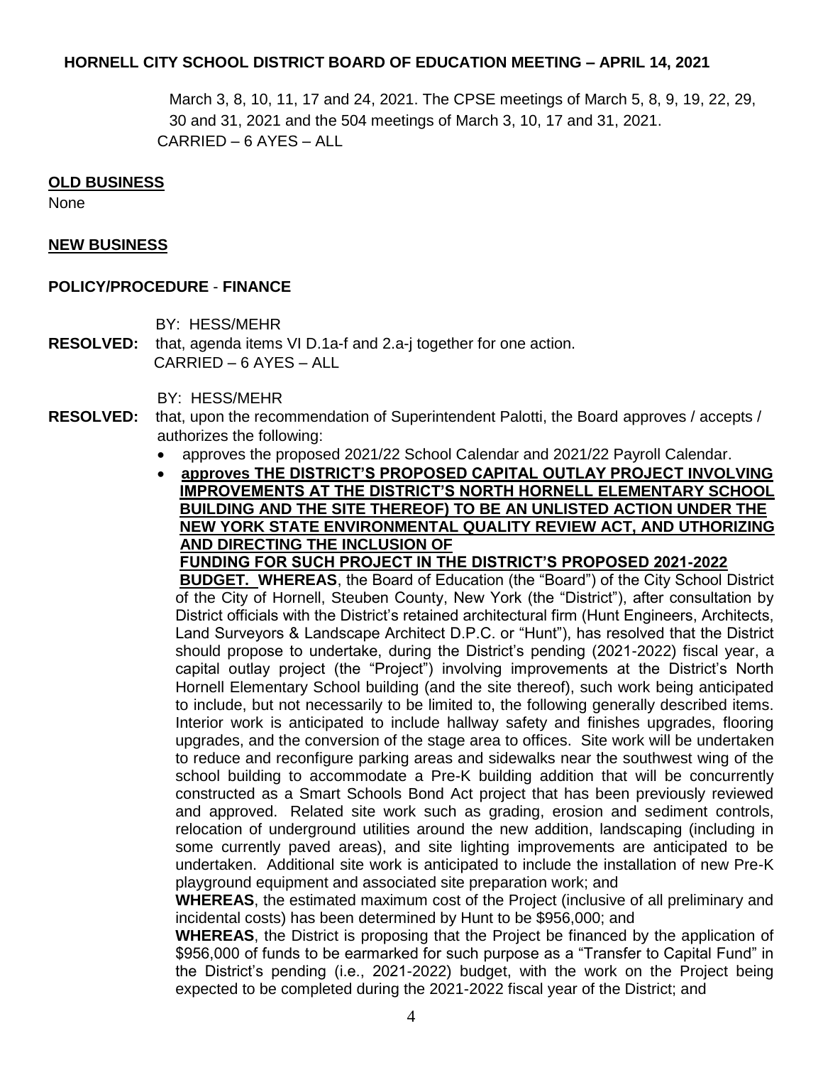March 3, 8, 10, 11, 17 and 24, 2021. The CPSE meetings of March 5, 8, 9, 19, 22, 29, 30 and 31, 2021 and the 504 meetings of March 3, 10, 17 and 31, 2021.
CARRIED – 6 AYES – ALL

**OLD BUSINESS**

None

**NEW BUSINESS**

**POLICY/PROCEDURE - FINANCE**

BY: HESS/MEHR

**RESOLVED:** that, agenda items VI D.1a-f and 2.a-j together for one action.
CARRIED – 6 AYES – ALL

BY: HESS/MEHR

**RESOLVED:** that, upon the recommendation of Superintendent Palotti, the Board approves / accepts / authorizes the following:

- approves the proposed 2021/22 School Calendar and 2021/22 Payroll Calendar.
- **approves THE DISTRICT'S PROPOSED CAPITAL OUTLAY PROJECT INVOLVING IMPROVEMENTS AT THE DISTRICT'S NORTH HORNELL ELEMENTARY SCHOOL BUILDING AND THE SITE THEREOF) TO BE AN UNLISTED ACTION UNDER THE NEW YORK STATE ENVIRONMENTAL QUALITY REVIEW ACT, AND UTHORIZING AND DIRECTING THE INCLUSION OF FUNDING FOR SUCH PROJECT IN THE DISTRICT'S PROPOSED 2021-2022 BUDGET. WHEREAS**, the Board of Education (the "Board") of the City School District of the City of Hornell, Steuben County, New York (the "District"), after consultation by District officials with the District's retained architectural firm (Hunt Engineers, Architects, Land Surveyors & Landscape Architect D.P.C. or "Hunt"), has resolved that the District should propose to undertake, during the District's pending (2021-2022) fiscal year, a capital outlay project (the "Project") involving improvements at the District's North Hornell Elementary School building (and the site thereof), such work being anticipated to include, but not necessarily to be limited to, the following generally described items. Interior work is anticipated to include hallway safety and finishes upgrades, flooring upgrades, and the conversion of the stage area to offices. Site work will be undertaken to reduce and reconfigure parking areas and sidewalks near the southwest wing of the school building to accommodate a Pre-K building addition that will be concurrently constructed as a Smart Schools Bond Act project that has been previously reviewed and approved. Related site work such as grading, erosion and sediment controls, relocation of underground utilities around the new addition, landscaping (including in some currently paved areas), and site lighting improvements are anticipated to be undertaken. Additional site work is anticipated to include the installation of new Pre-K playground equipment and associated site preparation work; and

  **WHEREAS**, the estimated maximum cost of the Project (inclusive of all preliminary and incidental costs) has been determined by Hunt to be $956,000; and

  **WHEREAS**, the District is proposing that the Project be financed by the application of $956,000 of funds to be earmarked for such purpose as a "Transfer to Capital Fund" in the District's pending (i.e., 2021-2022) budget, with the work on the Project being expected to be completed during the 2021-2022 fiscal year of the District; and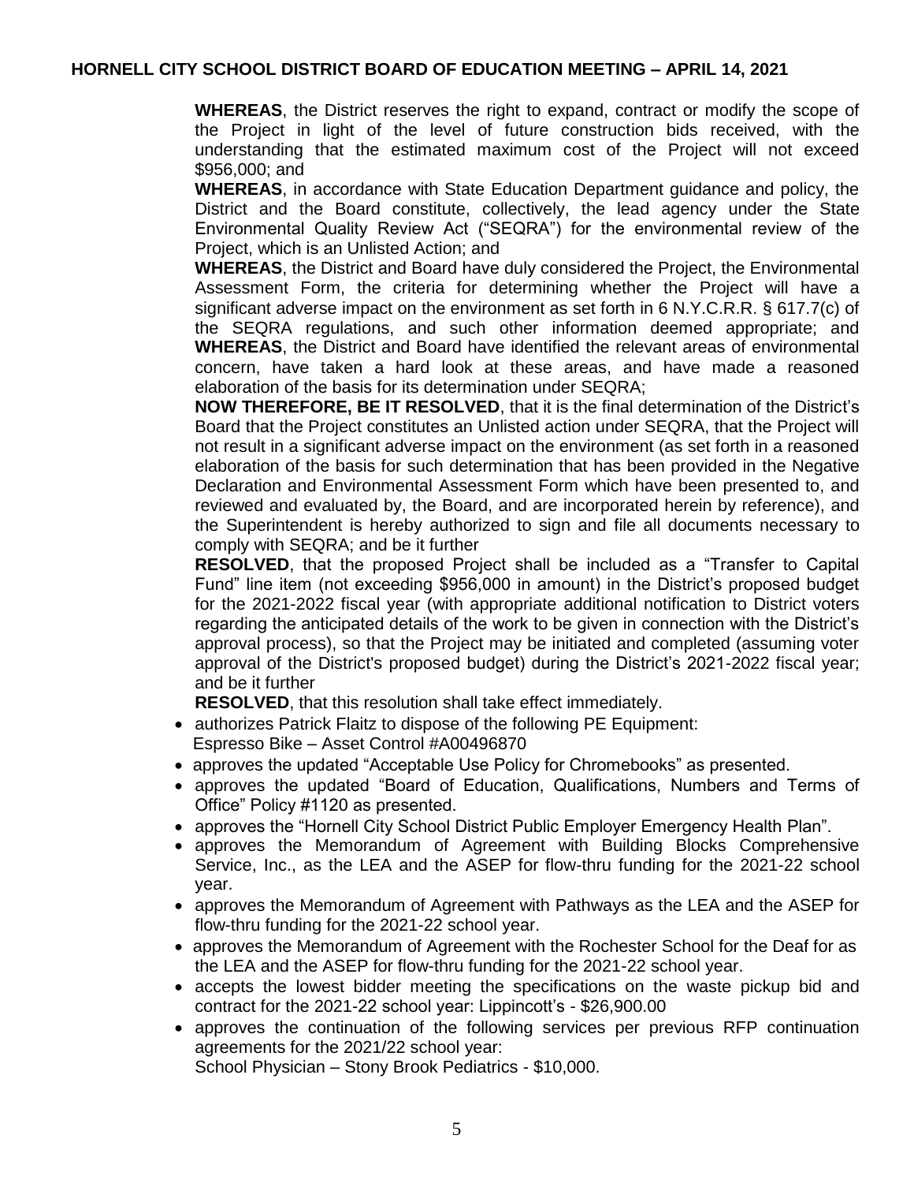**WHEREAS**, the District reserves the right to expand, contract or modify the scope of the Project in light of the level of future construction bids received, with the understanding that the estimated maximum cost of the Project will not exceed $956,000; and

**WHEREAS**, in accordance with State Education Department guidance and policy, the District and the Board constitute, collectively, the lead agency under the State Environmental Quality Review Act ("SEQRA") for the environmental review of the Project, which is an Unlisted Action; and

**WHEREAS**, the District and Board have duly considered the Project, the Environmental Assessment Form, the criteria for determining whether the Project will have a significant adverse impact on the environment as set forth in 6 N.Y.C.R.R. § 617.7(c) of the SEQRA regulations, and such other information deemed appropriate; and

**WHEREAS**, the District and Board have identified the relevant areas of environmental concern, have taken a hard look at these areas, and have made a reasoned elaboration of the basis for its determination under SEQRA;

**NOW THEREFORE, BE IT RESOLVED**, that it is the final determination of the District's Board that the Project constitutes an Unlisted action under SEQRA, that the Project will not result in a significant adverse impact on the environment (as set forth in a reasoned elaboration of the basis for such determination that has been provided in the Negative Declaration and Environmental Assessment Form which have been presented to, and reviewed and evaluated by, the Board, and are incorporated herein by reference), and the Superintendent is hereby authorized to sign and file all documents necessary to comply with SEQRA; and be it further

**RESOLVED**, that the proposed Project shall be included as a "Transfer to Capital Fund" line item (not exceeding $956,000 in amount) in the District's proposed budget for the 2021-2022 fiscal year (with appropriate additional notification to District voters regarding the anticipated details of the work to be given in connection with the District's approval process), so that the Project may be initiated and completed (assuming voter approval of the District's proposed budget) during the District's 2021-2022 fiscal year; and be it further

**RESOLVED**, that this resolution shall take effect immediately.

- authorizes Patrick Flaitz to dispose of the following PE Equipment:
  Espresso Bike – Asset Control #A00496870
- approves the updated "Acceptable Use Policy for Chromebooks" as presented.
- approves the updated "Board of Education, Qualifications, Numbers and Terms of Office" Policy #1120 as presented.
- approves the "Hornell City School District Public Employer Emergency Health Plan".
- approves the Memorandum of Agreement with Building Blocks Comprehensive Service, Inc., as the LEA and the ASEP for flow-thru funding for the 2021-22 school year.
- approves the Memorandum of Agreement with Pathways as the LEA and the ASEP for flow-thru funding for the 2021-22 school year.
- approves the Memorandum of Agreement with the Rochester School for the Deaf for as the LEA and the ASEP for flow-thru funding for the 2021-22 school year.
- accepts the lowest bidder meeting the specifications on the waste pickup bid and contract for the 2021-22 school year: Lippincott's - $26,900.00
- approves the continuation of the following services per previous RFP continuation agreements for the 2021/22 school year:
  School Physician – Stony Brook Pediatrics - $10,000.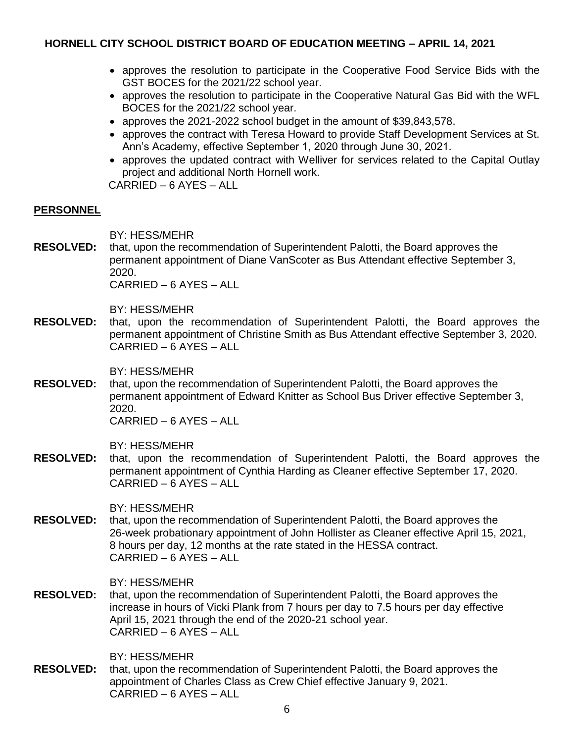- approves the resolution to participate in the Cooperative Food Service Bids with the GST BOCES for the 2021/22 school year.
- approves the resolution to participate in the Cooperative Natural Gas Bid with the WFL BOCES for the 2021/22 school year.
- approves the 2021-2022 school budget in the amount of $39,843,578.
- approves the contract with Teresa Howard to provide Staff Development Services at St. Ann's Academy, effective September 1, 2020 through June 30, 2021.
- approves the updated contract with Welliver for services related to the Capital Outlay project and additional North Hornell work.

CARRIED – 6 AYES – ALL

## PERSONNEL

BY: HESS/MEHR

**RESOLVED:** that, upon the recommendation of Superintendent Palotti, the Board approves the permanent appointment of Diane VanScoter as Bus Attendant effective September 3, 2020.
CARRIED – 6 AYES – ALL

BY: HESS/MEHR

**RESOLVED:** that, upon the recommendation of Superintendent Palotti, the Board approves the permanent appointment of Christine Smith as Bus Attendant effective September 3, 2020.
CARRIED – 6 AYES – ALL

BY: HESS/MEHR

**RESOLVED:** that, upon the recommendation of Superintendent Palotti, the Board approves the permanent appointment of Edward Knitter as School Bus Driver effective September 3, 2020.
CARRIED – 6 AYES – ALL

BY: HESS/MEHR

**RESOLVED:** that, upon the recommendation of Superintendent Palotti, the Board approves the permanent appointment of Cynthia Harding as Cleaner effective September 17, 2020.
CARRIED – 6 AYES – ALL

BY: HESS/MEHR

**RESOLVED:** that, upon the recommendation of Superintendent Palotti, the Board approves the 26-week probationary appointment of John Hollister as Cleaner effective April 15, 2021, 8 hours per day, 12 months at the rate stated in the HESSA contract.
CARRIED – 6 AYES – ALL

BY: HESS/MEHR

**RESOLVED:** that, upon the recommendation of Superintendent Palotti, the Board approves the increase in hours of Vicki Plank from 7 hours per day to 7.5 hours per day effective April 15, 2021 through the end of the 2020-21 school year.
CARRIED – 6 AYES – ALL

BY: HESS/MEHR

**RESOLVED:** that, upon the recommendation of Superintendent Palotti, the Board approves the appointment of Charles Class as Crew Chief effective January 9, 2021.
CARRIED – 6 AYES – ALL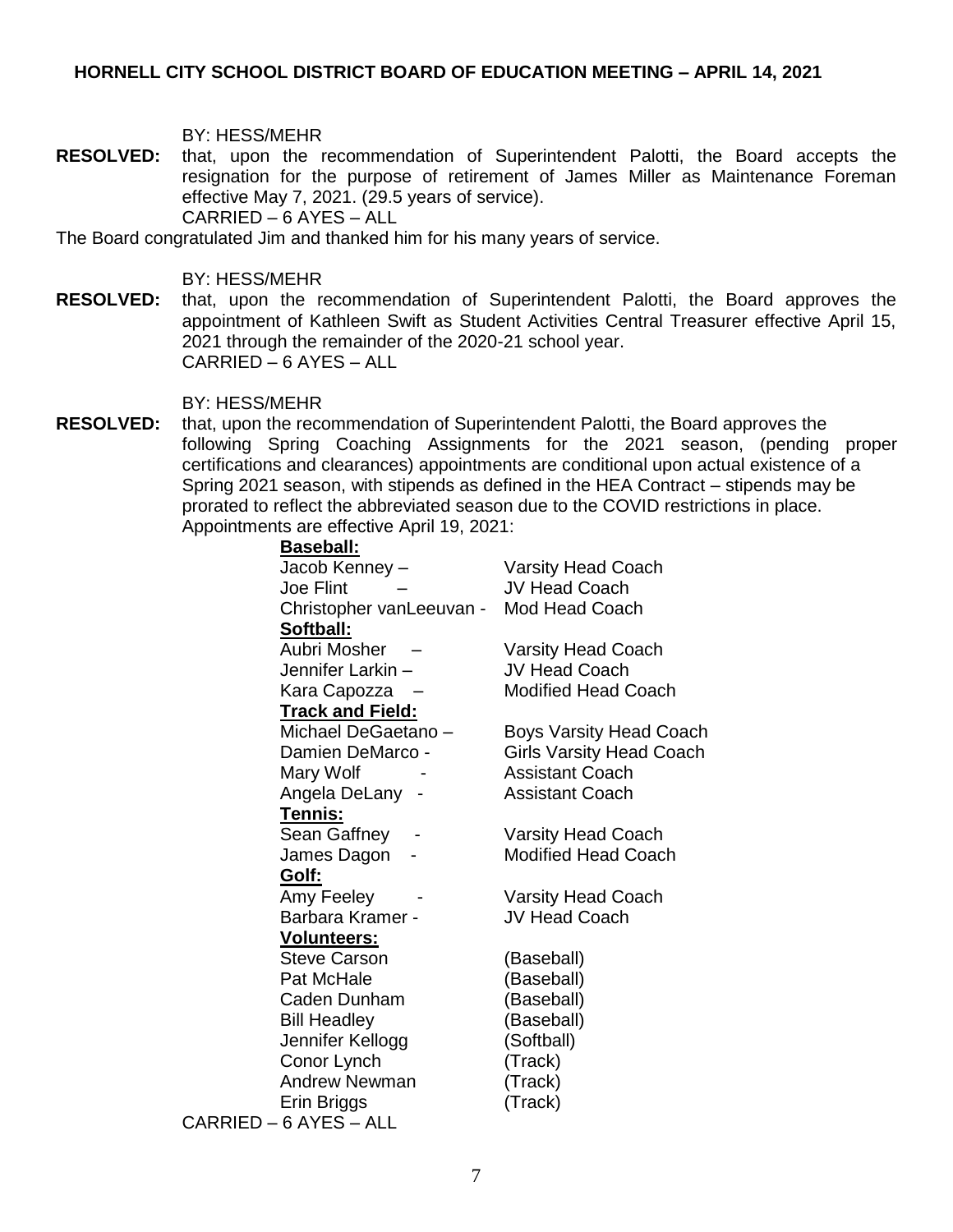BY: HESS/MEHR

**RESOLVED:** that, upon the recommendation of Superintendent Palotti, the Board accepts the resignation for the purpose of retirement of James Miller as Maintenance Foreman effective May 7, 2021. (29.5 years of service).
CARRIED – 6 AYES – ALL

The Board congratulated Jim and thanked him for his many years of service.

BY: HESS/MEHR

**RESOLVED:** that, upon the recommendation of Superintendent Palotti, the Board approves the appointment of Kathleen Swift as Student Activities Central Treasurer effective April 15, 2021 through the remainder of the 2020-21 school year.
CARRIED – 6 AYES – ALL

BY: HESS/MEHR

**RESOLVED:** that, upon the recommendation of Superintendent Palotti, the Board approves the following Spring Coaching Assignments for the 2021 season, (pending proper certifications and clearances) appointments are conditional upon actual existence of a Spring 2021 season, with stipends as defined in the HEA Contract – stipends may be prorated to reflect the abbreviated season due to the COVID restrictions in place. Appointments are effective April 19, 2021:

**Baseball:**

| | |
|---|---|
| Jacob Kenney – | Varsity Head Coach |
| Joe Flint – | JV Head Coach |
| Christopher vanLeeuvan - | Mod Head Coach |

**Softball:**

| | |
|---|---|
| Aubri Mosher – | Varsity Head Coach |
| Jennifer Larkin – | JV Head Coach |
| Kara Capozza – | Modified Head Coach |

**Track and Field:**

| | |
|---|---|
| Michael DeGaetano – | Boys Varsity Head Coach |
| Damien DeMarco - | Girls Varsity Head Coach |
| Mary Wolf - | Assistant Coach |
| Angela DeLany - | Assistant Coach |

**Tennis:**

| | |
|---|---|
| Sean Gaffney - | Varsity Head Coach |
| James Dagon - | Modified Head Coach |

**Golf:**

| | |
|---|---|
| Amy Feeley - | Varsity Head Coach |
| Barbara Kramer - | JV Head Coach |

**Volunteers:**

| | |
|---|---|
| Steve Carson | (Baseball) |
| Pat McHale | (Baseball) |
| Caden Dunham | (Baseball) |
| Bill Headley | (Baseball) |
| Jennifer Kellogg | (Softball) |
| Conor Lynch | (Track) |
| Andrew Newman | (Track) |
| Erin Briggs | (Track) |

CARRIED – 6 AYES – ALL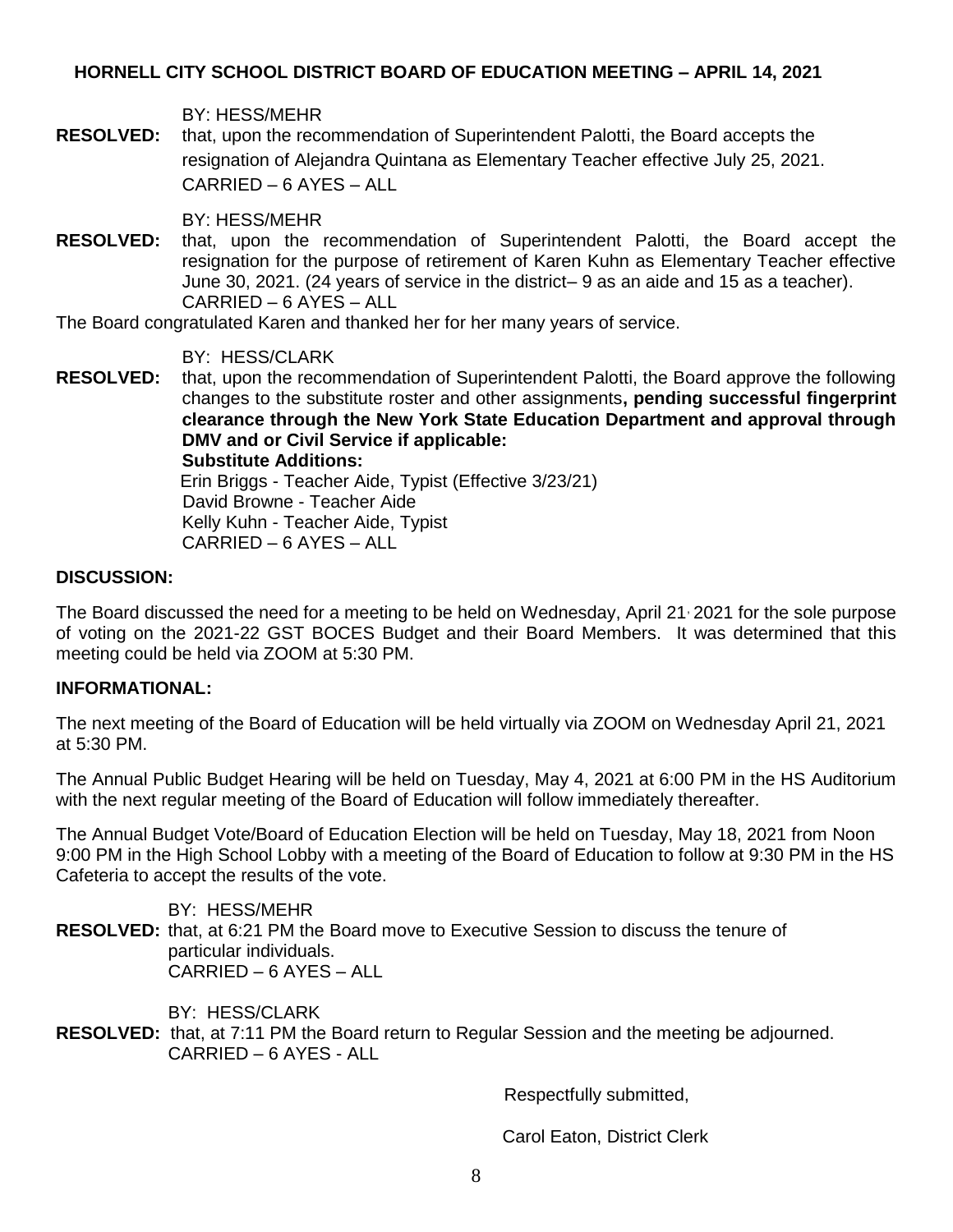**HORNELL CITY SCHOOL DISTRICT BOARD OF EDUCATION MEETING – APRIL 14, 2021**

BY: HESS/MEHR

**RESOLVED:** that, upon the recommendation of Superintendent Palotti, the Board accepts the resignation of Alejandra Quintana as Elementary Teacher effective July 25, 2021.
CARRIED – 6 AYES – ALL

BY: HESS/MEHR

**RESOLVED:** that, upon the recommendation of Superintendent Palotti, the Board accept the resignation for the purpose of retirement of Karen Kuhn as Elementary Teacher effective June 30, 2021. (24 years of service in the district– 9 as an aide and 15 as a teacher).
CARRIED – 6 AYES – ALL

The Board congratulated Karen and thanked her for her many years of service.

BY: HESS/CLARK

**RESOLVED:** that, upon the recommendation of Superintendent Palotti, the Board approve the following changes to the substitute roster and other assignments**, pending successful fingerprint clearance through the New York State Education Department and approval through DMV and or Civil Service if applicable:**

**Substitute Additions:**

Erin Briggs - Teacher Aide, Typist (Effective 3/23/21)
David Browne - Teacher Aide
Kelly Kuhn - Teacher Aide, Typist
CARRIED – 6 AYES – ALL

**DISCUSSION:**

The Board discussed the need for a meeting to be held on Wednesday, April 21, 2021 for the sole purpose of voting on the 2021-22 GST BOCES Budget and their Board Members. It was determined that this meeting could be held via ZOOM at 5:30 PM.

**INFORMATIONAL:**

The next meeting of the Board of Education will be held virtually via ZOOM on Wednesday April 21, 2021 at 5:30 PM.

The Annual Public Budget Hearing will be held on Tuesday, May 4, 2021 at 6:00 PM in the HS Auditorium with the next regular meeting of the Board of Education will follow immediately thereafter.

The Annual Budget Vote/Board of Education Election will be held on Tuesday, May 18, 2021 from Noon 9:00 PM in the High School Lobby with a meeting of the Board of Education to follow at 9:30 PM in the HS Cafeteria to accept the results of the vote.

BY: HESS/MEHR

**RESOLVED:** that, at 6:21 PM the Board move to Executive Session to discuss the tenure of particular individuals.
CARRIED – 6 AYES – ALL

BY: HESS/CLARK

**RESOLVED:** that, at 7:11 PM the Board return to Regular Session and the meeting be adjourned.
CARRIED – 6 AYES - ALL

Respectfully submitted,

Carol Eaton, District Clerk